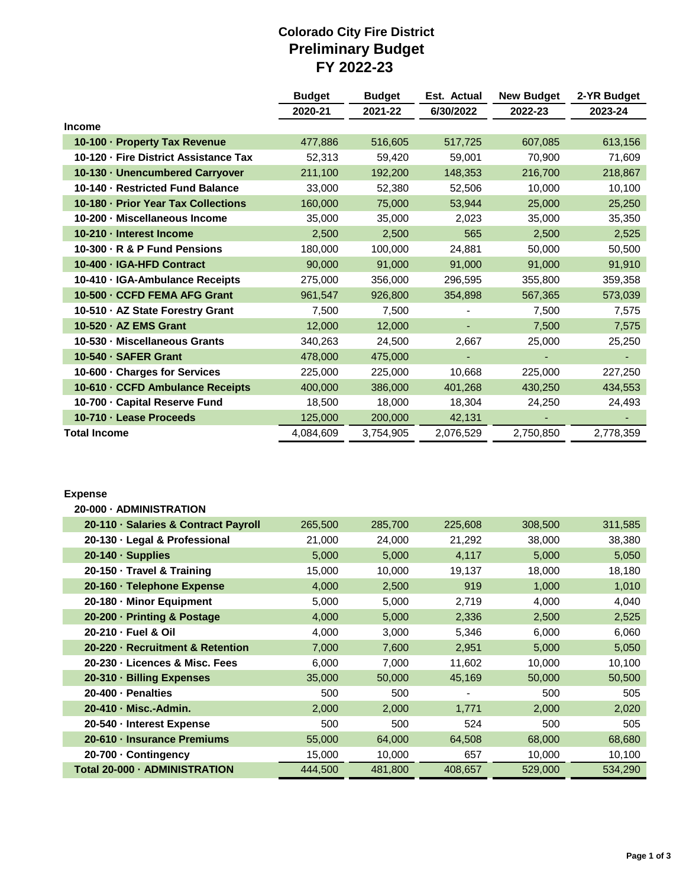# Colorado City Fire District
## Preliminary Budget
## FY 2022-23

| | Budget 2020-21 | Budget 2021-22 | Est. Actual 6/30/2022 | New Budget 2022-23 | 2-YR Budget 2023-24 |
|---|---|---|---|---|---|
| **Income** | | | | | |
| 10-100 · Property Tax Revenue | 477,886 | 516,605 | 517,725 | 607,085 | 613,156 |
| 10-120 · Fire District Assistance Tax | 52,313 | 59,420 | 59,001 | 70,900 | 71,609 |
| 10-130 · Unencumbered Carryover | 211,100 | 192,200 | 148,353 | 216,700 | 218,867 |
| 10-140 · Restricted Fund Balance | 33,000 | 52,380 | 52,506 | 10,000 | 10,100 |
| 10-180 · Prior Year Tax Collections | 160,000 | 75,000 | 53,944 | 25,000 | 25,250 |
| 10-200 · Miscellaneous Income | 35,000 | 35,000 | 2,023 | 35,000 | 35,350 |
| 10-210 · Interest Income | 2,500 | 2,500 | 565 | 2,500 | 2,525 |
| 10-300 · R & P Fund Pensions | 180,000 | 100,000 | 24,881 | 50,000 | 50,500 |
| 10-400 · IGA-HFD Contract | 90,000 | 91,000 | 91,000 | 91,000 | 91,910 |
| 10-410 · IGA-Ambulance Receipts | 275,000 | 356,000 | 296,595 | 355,800 | 359,358 |
| 10-500 · CCFD FEMA AFG Grant | 961,547 | 926,800 | 354,898 | 567,365 | 573,039 |
| 10-510 · AZ State Forestry Grant | 7,500 | 7,500 | - | 7,500 | 7,575 |
| 10-520 · AZ EMS Grant | 12,000 | 12,000 | - | 7,500 | 7,575 |
| 10-530 · Miscellaneous Grants | 340,263 | 24,500 | 2,667 | 25,000 | 25,250 |
| 10-540 · SAFER Grant | 478,000 | 475,000 | - | - | - |
| 10-600 · Charges for Services | 225,000 | 225,000 | 10,668 | 225,000 | 227,250 |
| 10-610 · CCFD Ambulance Receipts | 400,000 | 386,000 | 401,268 | 430,250 | 434,553 |
| 10-700 · Capital Reserve Fund | 18,500 | 18,000 | 18,304 | 24,250 | 24,493 |
| 10-710 · Lease Proceeds | 125,000 | 200,000 | 42,131 | - | - |
| **Total Income** | 4,084,609 | 3,754,905 | 2,076,529 | 2,750,850 | 2,778,359 |

| | Budget 2020-21 | Budget 2021-22 | Est. Actual 6/30/2022 | New Budget 2022-23 | 2-YR Budget 2023-24 |
|---|---|---|---|---|---|
| **Expense** | | | | | |
| **20-000 · ADMINISTRATION** | | | | | |
| 20-110 · Salaries & Contract Payroll | 265,500 | 285,700 | 225,608 | 308,500 | 311,585 |
| 20-130 · Legal & Professional | 21,000 | 24,000 | 21,292 | 38,000 | 38,380 |
| 20-140 · Supplies | 5,000 | 5,000 | 4,117 | 5,000 | 5,050 |
| 20-150 · Travel & Training | 15,000 | 10,000 | 19,137 | 18,000 | 18,180 |
| 20-160 · Telephone Expense | 4,000 | 2,500 | 919 | 1,000 | 1,010 |
| 20-180 · Minor Equipment | 5,000 | 5,000 | 2,719 | 4,000 | 4,040 |
| 20-200 · Printing & Postage | 4,000 | 5,000 | 2,336 | 2,500 | 2,525 |
| 20-210 · Fuel & Oil | 4,000 | 3,000 | 5,346 | 6,000 | 6,060 |
| 20-220 · Recruitment & Retention | 7,000 | 7,600 | 2,951 | 5,000 | 5,050 |
| 20-230 · Licences & Misc. Fees | 6,000 | 7,000 | 11,602 | 10,000 | 10,100 |
| 20-310 · Billing Expenses | 35,000 | 50,000 | 45,169 | 50,000 | 50,500 |
| 20-400 · Penalties | 500 | 500 | - | 500 | 505 |
| 20-410 · Misc.-Admin. | 2,000 | 2,000 | 1,771 | 2,000 | 2,020 |
| 20-540 · Interest Expense | 500 | 500 | 524 | 500 | 505 |
| 20-610 · Insurance Premiums | 55,000 | 64,000 | 64,508 | 68,000 | 68,680 |
| 20-700 · Contingency | 15,000 | 10,000 | 657 | 10,000 | 10,100 |
| **Total 20-000 · ADMINISTRATION** | 444,500 | 481,800 | 408,657 | 529,000 | 534,290 |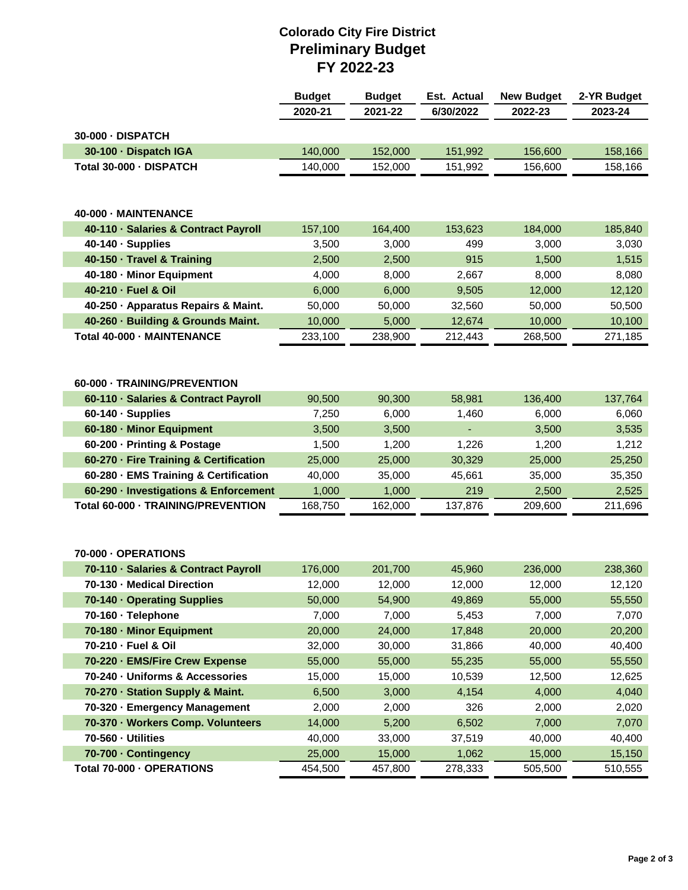# Colorado City Fire District
## Preliminary Budget
## FY 2022-23

| | Budget 2020-21 | Budget 2021-22 | Est. Actual 6/30/2022 | New Budget 2022-23 | 2-YR Budget 2023-24 |
|---|---|---|---|---|---|
| **30-000 · DISPATCH** | | | | | |
| **30-100 · Dispatch IGA** | 140,000 | 152,000 | 151,992 | 156,600 | 158,166 |
| **Total 30-000 · DISPATCH** | 140,000 | 152,000 | 151,992 | 156,600 | 158,166 |
| | | | | | |
| **40-000 · MAINTENANCE** | | | | | |
| **40-110 · Salaries & Contract Payroll** | 157,100 | 164,400 | 153,623 | 184,000 | 185,840 |
| **40-140 · Supplies** | 3,500 | 3,000 | 499 | 3,000 | 3,030 |
| **40-150 · Travel & Training** | 2,500 | 2,500 | 915 | 1,500 | 1,515 |
| **40-180 · Minor Equipment** | 4,000 | 8,000 | 2,667 | 8,000 | 8,080 |
| **40-210 · Fuel & Oil** | 6,000 | 6,000 | 9,505 | 12,000 | 12,120 |
| **40-250 · Apparatus Repairs & Maint.** | 50,000 | 50,000 | 32,560 | 50,000 | 50,500 |
| **40-260 · Building & Grounds Maint.** | 10,000 | 5,000 | 12,674 | 10,000 | 10,100 |
| **Total 40-000 · MAINTENANCE** | 233,100 | 238,900 | 212,443 | 268,500 | 271,185 |
| | | | | | |
| **60-000 · TRAINING/PREVENTION** | | | | | |
| **60-110 · Salaries & Contract Payroll** | 90,500 | 90,300 | 58,981 | 136,400 | 137,764 |
| **60-140 · Supplies** | 7,250 | 6,000 | 1,460 | 6,000 | 6,060 |
| **60-180 · Minor Equipment** | 3,500 | 3,500 | - | 3,500 | 3,535 |
| **60-200 · Printing & Postage** | 1,500 | 1,200 | 1,226 | 1,200 | 1,212 |
| **60-270 · Fire Training & Certification** | 25,000 | 25,000 | 30,329 | 25,000 | 25,250 |
| **60-280 · EMS Training & Certification** | 40,000 | 35,000 | 45,661 | 35,000 | 35,350 |
| **60-290 · Investigations & Enforcement** | 1,000 | 1,000 | 219 | 2,500 | 2,525 |
| **Total 60-000 · TRAINING/PREVENTION** | 168,750 | 162,000 | 137,876 | 209,600 | 211,696 |
| | | | | | |
| **70-000 · OPERATIONS** | | | | | |
| **70-110 · Salaries & Contract Payroll** | 176,000 | 201,700 | 45,960 | 236,000 | 238,360 |
| **70-130 · Medical Direction** | 12,000 | 12,000 | 12,000 | 12,000 | 12,120 |
| **70-140 · Operating Supplies** | 50,000 | 54,900 | 49,869 | 55,000 | 55,550 |
| **70-160 · Telephone** | 7,000 | 7,000 | 5,453 | 7,000 | 7,070 |
| **70-180 · Minor Equipment** | 20,000 | 24,000 | 17,848 | 20,000 | 20,200 |
| **70-210 · Fuel & Oil** | 32,000 | 30,000 | 31,866 | 40,000 | 40,400 |
| **70-220 · EMS/Fire Crew Expense** | 55,000 | 55,000 | 55,235 | 55,000 | 55,550 |
| **70-240 · Uniforms & Accessories** | 15,000 | 15,000 | 10,539 | 12,500 | 12,625 |
| **70-270 · Station Supply & Maint.** | 6,500 | 3,000 | 4,154 | 4,000 | 4,040 |
| **70-320 · Emergency Management** | 2,000 | 2,000 | 326 | 2,000 | 2,020 |
| **70-370 · Workers Comp. Volunteers** | 14,000 | 5,200 | 6,502 | 7,000 | 7,070 |
| **70-560 · Utilities** | 40,000 | 33,000 | 37,519 | 40,000 | 40,400 |
| **70-700 · Contingency** | 25,000 | 15,000 | 1,062 | 15,000 | 15,150 |
| **Total 70-000 · OPERATIONS** | 454,500 | 457,800 | 278,333 | 505,500 | 510,555 |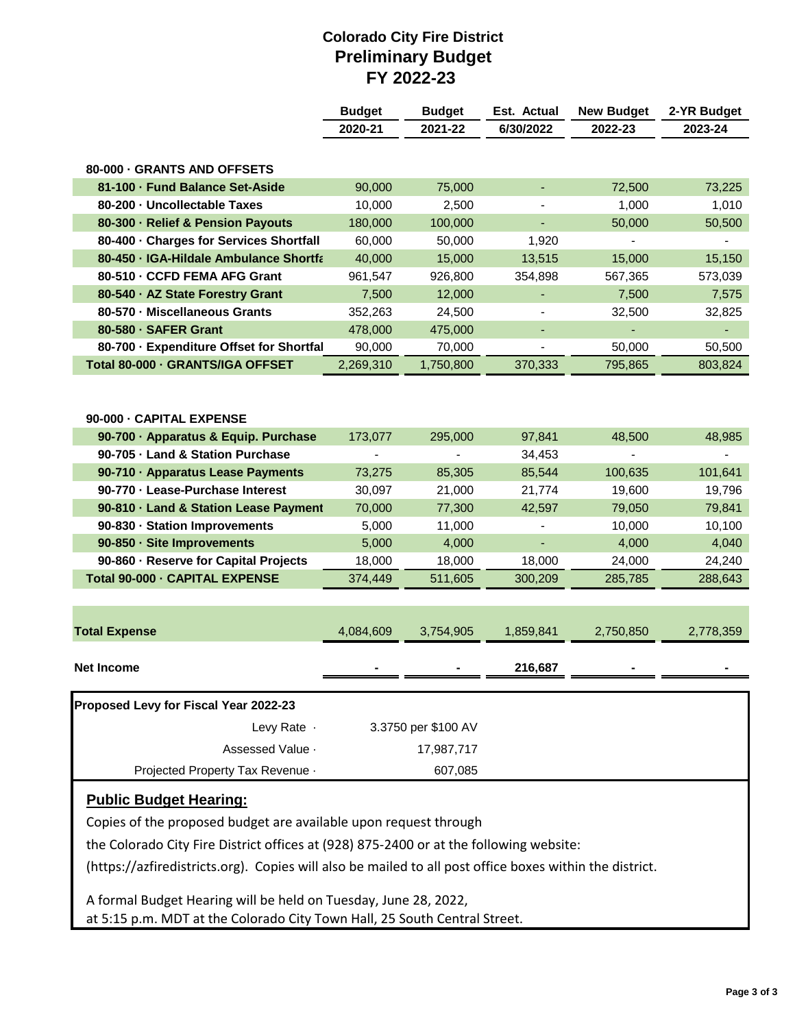# Colorado City Fire District
## Preliminary Budget
## FY 2022-23

| | Budget 2020-21 | Budget 2021-22 | Est. Actual 6/30/2022 | New Budget 2022-23 | 2-YR Budget 2023-24 |
|---|---|---|---|---|---|
| **80-000 · GRANTS AND OFFSETS** | | | | | |
| **81-100 · Fund Balance Set-Aside** | 90,000 | 75,000 | - | 72,500 | 73,225 |
| **80-200 · Uncollectable Taxes** | 10,000 | 2,500 | - | 1,000 | 1,010 |
| **80-300 · Relief & Pension Payouts** | 180,000 | 100,000 | - | 50,000 | 50,500 |
| **80-400 · Charges for Services Shortfall** | 60,000 | 50,000 | 1,920 | - | - |
| **80-450 · IGA-Hildale Ambulance Shortfa** | 40,000 | 15,000 | 13,515 | 15,000 | 15,150 |
| **80-510 · CCFD FEMA AFG Grant** | 961,547 | 926,800 | 354,898 | 567,365 | 573,039 |
| **80-540 · AZ State Forestry Grant** | 7,500 | 12,000 | - | 7,500 | 7,575 |
| **80-570 · Miscellaneous Grants** | 352,263 | 24,500 | - | 32,500 | 32,825 |
| **80-580 · SAFER Grant** | 478,000 | 475,000 | - | - | - |
| **80-700 · Expenditure Offset for Shortfal** | 90,000 | 70,000 | - | 50,000 | 50,500 |
| **Total 80-000 · GRANTS/IGA OFFSET** | 2,269,310 | 1,750,800 | 370,333 | 795,865 | 803,824 |
| | | | | | |
| **90-000 · CAPITAL EXPENSE** | | | | | |
| **90-700 · Apparatus & Equip. Purchase** | 173,077 | 295,000 | 97,841 | 48,500 | 48,985 |
| **90-705 · Land & Station Purchase** | - | - | 34,453 | - | - |
| **90-710 · Apparatus Lease Payments** | 73,275 | 85,305 | 85,544 | 100,635 | 101,641 |
| **90-770 · Lease-Purchase Interest** | 30,097 | 21,000 | 21,774 | 19,600 | 19,796 |
| **90-810 · Land & Station Lease Payment** | 70,000 | 77,300 | 42,597 | 79,050 | 79,841 |
| **90-830 · Station Improvements** | 5,000 | 11,000 | - | 10,000 | 10,100 |
| **90-850 · Site Improvements** | 5,000 | 4,000 | - | 4,000 | 4,040 |
| **90-860 · Reserve for Capital Projects** | 18,000 | 18,000 | 18,000 | 24,000 | 24,240 |
| **Total 90-000 · CAPITAL EXPENSE** | 374,449 | 511,605 | 300,209 | 285,785 | 288,643 |
| | | | | | |
| **Total Expense** | 4,084,609 | 3,754,905 | 1,859,841 | 2,750,850 | 2,778,359 |
| **Net Income** | - | - | 216,687 | - | - |

**Proposed Levy for Fiscal Year 2022-23**

| | |
|---|---|
| Levy Rate · | 3.3750 per $100 AV |
| Assessed Value · | 17,987,717 |
| Projected Property Tax Revenue · | 607,085 |

**Public Budget Hearing:**

Copies of the proposed budget are available upon request through the Colorado City Fire District offices at (928) 875-2400 or at the following website: (https://azfiredistricts.org). Copies will also be mailed to all post office boxes within the district.

A formal Budget Hearing will be held on Tuesday, June 28, 2022, at 5:15 p.m. MDT at the Colorado City Town Hall, 25 South Central Street.